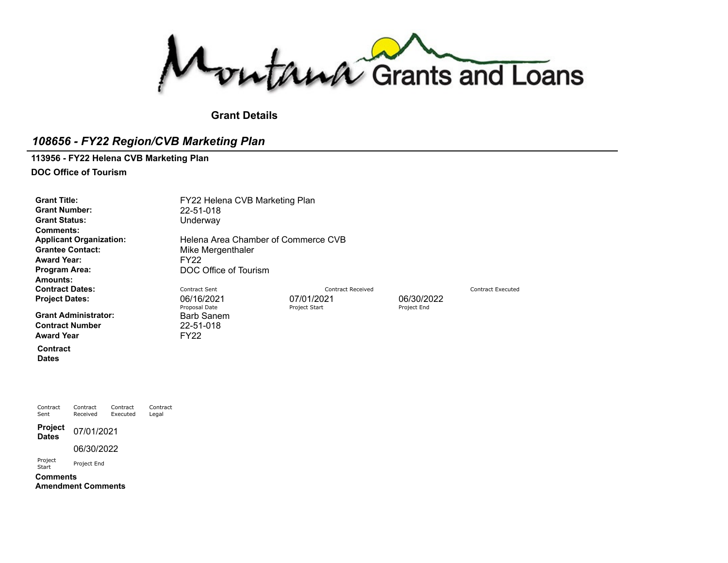Montana Grants and Loans

**Grant Details**

## *108656 - FY22 Region/CVB Marketing Plan*

**113956 - FY22 Helena CVB Marketing Plan**

**DOC Office of Tourism**

| | | | | |
|---|---|---|---|---|
| **Grant Title:** | FY22 Helena CVB Marketing Plan | | | |
| **Grant Number:** | 22-51-018 | | | |
| **Grant Status:** | Underway | | | |
| **Comments:** | | | | |
| **Applicant Organization:** | Helena Area Chamber of Commerce CVB | | | |
| **Grantee Contact:** | Mike Mergenthaler | | | |
| **Award Year:** | FY22 | | | |
| **Program Area:** | DOC Office of Tourism | | | |
| **Amounts:** | | | | |
| **Contract Dates:** | Contract Sent | Contract Received | | Contract Executed |
| **Project Dates:** | 06/16/2021 | 07/01/2021 | 06/30/2022 | |
| | Proposal Date | Project Start | Project End | |
| **Grant Administrator:** | Barb Sanem | | | |
| **Contract Number** | 22-51-018 | | | |
| **Award Year** | FY22 | | | |

**Contract Dates**

| Contract Sent | Contract Received | Contract Executed | Contract Legal |
|---|---|---|---|
| | | | |

**Project Dates**

| 07/01/2021 | 06/30/2022 |
|---|---|
| Project Start | Project End |

**Comments**

**Amendment Comments**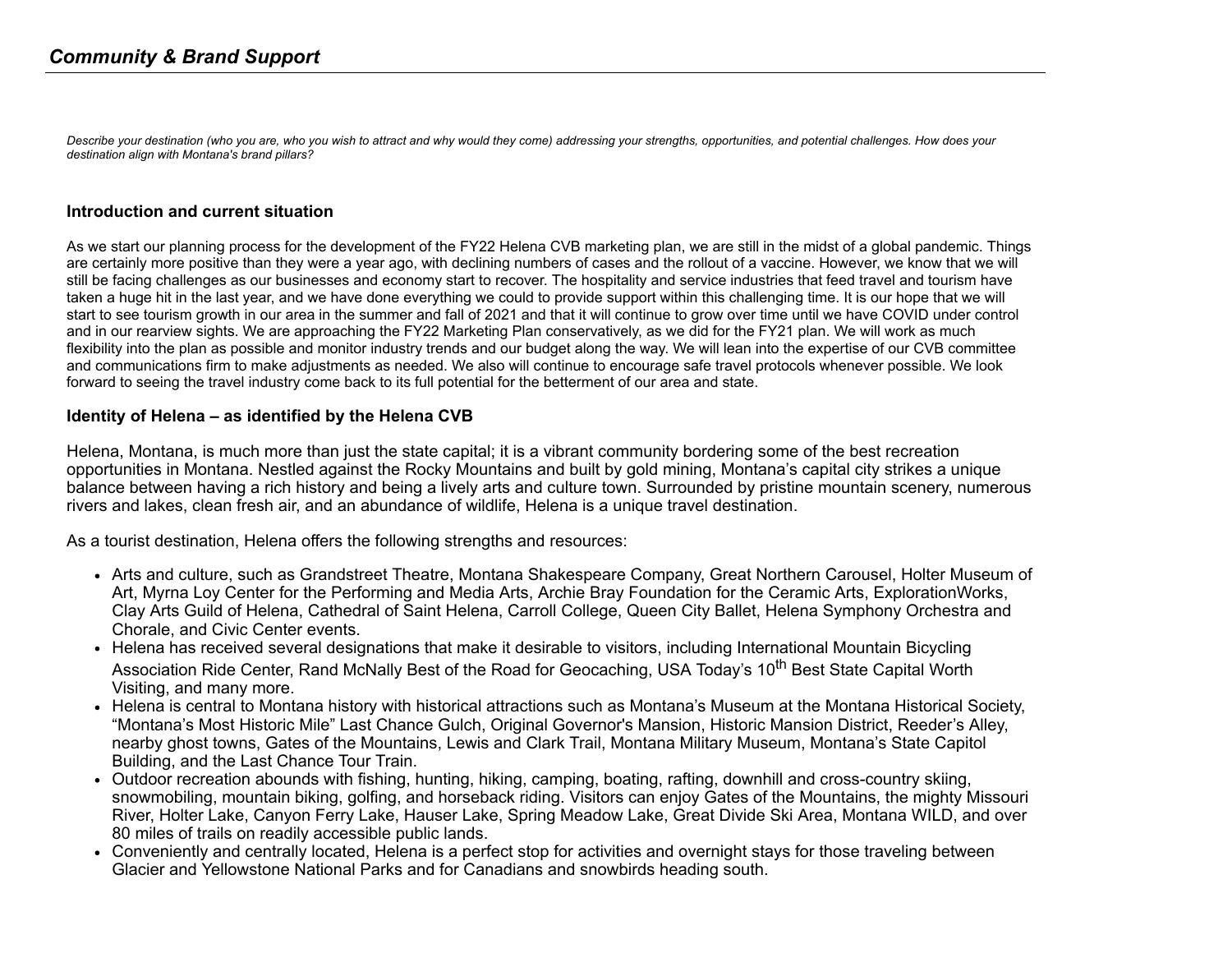## *Community & Brand Support*

*Describe your destination (who you are, who you wish to attract and why would they come) addressing your strengths, opportunities, and potential challenges. How does your destination align with Montana's brand pillars?*

### Introduction and current situation

As we start our planning process for the development of the FY22 Helena CVB marketing plan, we are still in the midst of a global pandemic. Things are certainly more positive than they were a year ago, with declining numbers of cases and the rollout of a vaccine. However, we know that we will still be facing challenges as our businesses and economy start to recover. The hospitality and service industries that feed travel and tourism have taken a huge hit in the last year, and we have done everything we could to provide support within this challenging time. It is our hope that we will start to see tourism growth in our area in the summer and fall of 2021 and that it will continue to grow over time until we have COVID under control and in our rearview sights. We are approaching the FY22 Marketing Plan conservatively, as we did for the FY21 plan. We will work as much flexibility into the plan as possible and monitor industry trends and our budget along the way. We will lean into the expertise of our CVB committee and communications firm to make adjustments as needed. We also will continue to encourage safe travel protocols whenever possible. We look forward to seeing the travel industry come back to its full potential for the betterment of our area and state.

### Identity of Helena – as identified by the Helena CVB

Helena, Montana, is much more than just the state capital; it is a vibrant community bordering some of the best recreation opportunities in Montana. Nestled against the Rocky Mountains and built by gold mining, Montana's capital city strikes a unique balance between having a rich history and being a lively arts and culture town. Surrounded by pristine mountain scenery, numerous rivers and lakes, clean fresh air, and an abundance of wildlife, Helena is a unique travel destination.

As a tourist destination, Helena offers the following strengths and resources:

- Arts and culture, such as Grandstreet Theatre, Montana Shakespeare Company, Great Northern Carousel, Holter Museum of Art, Myrna Loy Center for the Performing and Media Arts, Archie Bray Foundation for the Ceramic Arts, ExplorationWorks, Clay Arts Guild of Helena, Cathedral of Saint Helena, Carroll College, Queen City Ballet, Helena Symphony Orchestra and Chorale, and Civic Center events.
- Helena has received several designations that make it desirable to visitors, including International Mountain Bicycling Association Ride Center, Rand McNally Best of the Road for Geocaching, USA Today's 10th Best State Capital Worth Visiting, and many more.
- Helena is central to Montana history with historical attractions such as Montana's Museum at the Montana Historical Society, "Montana's Most Historic Mile" Last Chance Gulch, Original Governor's Mansion, Historic Mansion District, Reeder's Alley, nearby ghost towns, Gates of the Mountains, Lewis and Clark Trail, Montana Military Museum, Montana's State Capitol Building, and the Last Chance Tour Train.
- Outdoor recreation abounds with fishing, hunting, hiking, camping, boating, rafting, downhill and cross-country skiing, snowmobiling, mountain biking, golfing, and horseback riding. Visitors can enjoy Gates of the Mountains, the mighty Missouri River, Holter Lake, Canyon Ferry Lake, Hauser Lake, Spring Meadow Lake, Great Divide Ski Area, Montana WILD, and over 80 miles of trails on readily accessible public lands.
- Conveniently and centrally located, Helena is a perfect stop for activities and overnight stays for those traveling between Glacier and Yellowstone National Parks and for Canadians and snowbirds heading south.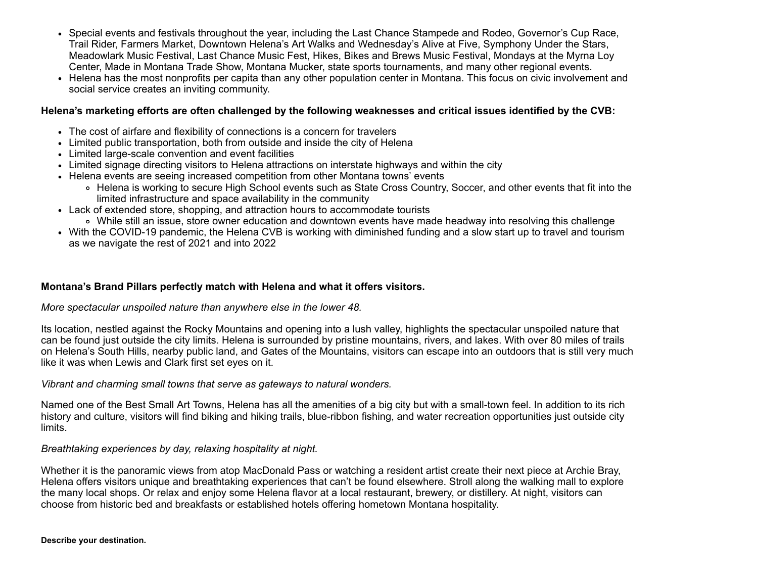- Special events and festivals throughout the year, including the Last Chance Stampede and Rodeo, Governor's Cup Race, Trail Rider, Farmers Market, Downtown Helena's Art Walks and Wednesday's Alive at Five, Symphony Under the Stars, Meadowlark Music Festival, Last Chance Music Fest, Hikes, Bikes and Brews Music Festival, Mondays at the Myrna Loy Center, Made in Montana Trade Show, Montana Mucker, state sports tournaments, and many other regional events.
- Helena has the most nonprofits per capita than any other population center in Montana. This focus on civic involvement and social service creates an inviting community.

**Helena's marketing efforts are often challenged by the following weaknesses and critical issues identified by the CVB:**

- The cost of airfare and flexibility of connections is a concern for travelers
- Limited public transportation, both from outside and inside the city of Helena
- Limited large-scale convention and event facilities
- Limited signage directing visitors to Helena attractions on interstate highways and within the city
- Helena events are seeing increased competition from other Montana towns' events
  - Helena is working to secure High School events such as State Cross Country, Soccer, and other events that fit into the limited infrastructure and space availability in the community
- Lack of extended store, shopping, and attraction hours to accommodate tourists
  - While still an issue, store owner education and downtown events have made headway into resolving this challenge
- With the COVID-19 pandemic, the Helena CVB is working with diminished funding and a slow start up to travel and tourism as we navigate the rest of 2021 and into 2022

**Montana's Brand Pillars perfectly match with Helena and what it offers visitors.**

*More spectacular unspoiled nature than anywhere else in the lower 48.*

Its location, nestled against the Rocky Mountains and opening into a lush valley, highlights the spectacular unspoiled nature that can be found just outside the city limits. Helena is surrounded by pristine mountains, rivers, and lakes. With over 80 miles of trails on Helena's South Hills, nearby public land, and Gates of the Mountains, visitors can escape into an outdoors that is still very much like it was when Lewis and Clark first set eyes on it.

*Vibrant and charming small towns that serve as gateways to natural wonders.*

Named one of the Best Small Art Towns, Helena has all the amenities of a big city but with a small-town feel. In addition to its rich history and culture, visitors will find biking and hiking trails, blue-ribbon fishing, and water recreation opportunities just outside city limits.

*Breathtaking experiences by day, relaxing hospitality at night.*

Whether it is the panoramic views from atop MacDonald Pass or watching a resident artist create their next piece at Archie Bray, Helena offers visitors unique and breathtaking experiences that can't be found elsewhere. Stroll along the walking mall to explore the many local shops. Or relax and enjoy some Helena flavor at a local restaurant, brewery, or distillery. At night, visitors can choose from historic bed and breakfasts or established hotels offering hometown Montana hospitality.

**Describe your destination.**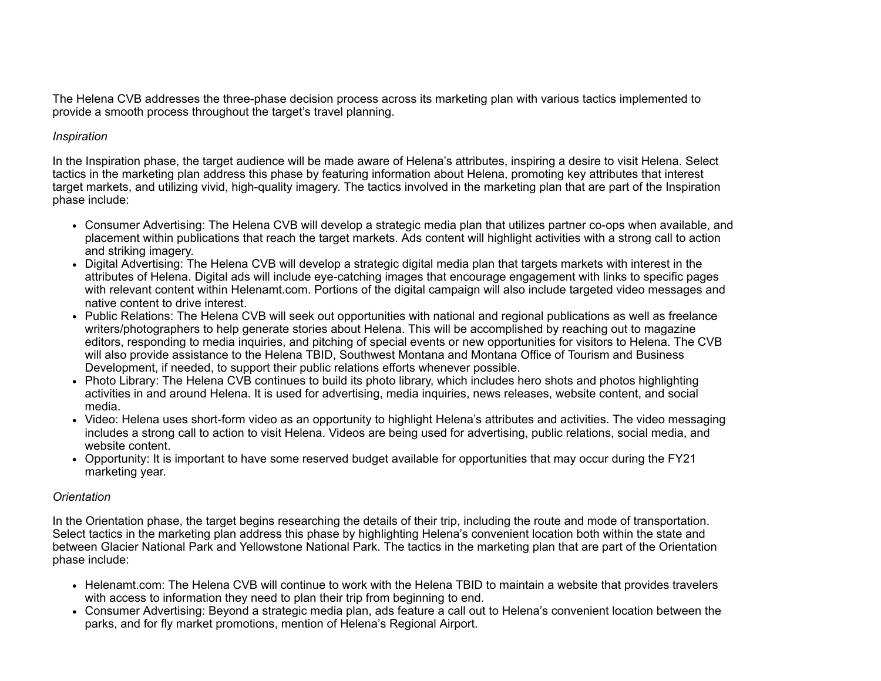The Helena CVB addresses the three-phase decision process across its marketing plan with various tactics implemented to provide a smooth process throughout the target's travel planning.

*Inspiration*

In the Inspiration phase, the target audience will be made aware of Helena's attributes, inspiring a desire to visit Helena. Select tactics in the marketing plan address this phase by featuring information about Helena, promoting key attributes that interest target markets, and utilizing vivid, high-quality imagery. The tactics involved in the marketing plan that are part of the Inspiration phase include:

- Consumer Advertising: The Helena CVB will develop a strategic media plan that utilizes partner co-ops when available, and placement within publications that reach the target markets. Ads content will highlight activities with a strong call to action and striking imagery.
- Digital Advertising: The Helena CVB will develop a strategic digital media plan that targets markets with interest in the attributes of Helena. Digital ads will include eye-catching images that encourage engagement with links to specific pages with relevant content within Helenamt.com. Portions of the digital campaign will also include targeted video messages and native content to drive interest.
- Public Relations: The Helena CVB will seek out opportunities with national and regional publications as well as freelance writers/photographers to help generate stories about Helena. This will be accomplished by reaching out to magazine editors, responding to media inquiries, and pitching of special events or new opportunities for visitors to Helena. The CVB will also provide assistance to the Helena TBID, Southwest Montana and Montana Office of Tourism and Business Development, if needed, to support their public relations efforts whenever possible.
- Photo Library: The Helena CVB continues to build its photo library, which includes hero shots and photos highlighting activities in and around Helena. It is used for advertising, media inquiries, news releases, website content, and social media.
- Video: Helena uses short-form video as an opportunity to highlight Helena's attributes and activities. The video messaging includes a strong call to action to visit Helena. Videos are being used for advertising, public relations, social media, and website content.
- Opportunity: It is important to have some reserved budget available for opportunities that may occur during the FY21 marketing year.

*Orientation*

In the Orientation phase, the target begins researching the details of their trip, including the route and mode of transportation. Select tactics in the marketing plan address this phase by highlighting Helena's convenient location both within the state and between Glacier National Park and Yellowstone National Park. The tactics in the marketing plan that are part of the Orientation phase include:

- Helenamt.com: The Helena CVB will continue to work with the Helena TBID to maintain a website that provides travelers with access to information they need to plan their trip from beginning to end.
- Consumer Advertising: Beyond a strategic media plan, ads feature a call out to Helena's convenient location between the parks, and for fly market promotions, mention of Helena's Regional Airport.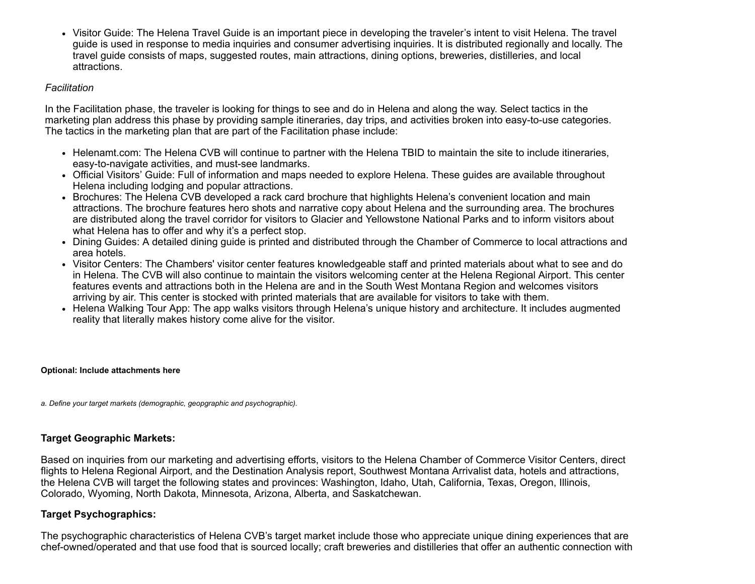- Visitor Guide: The Helena Travel Guide is an important piece in developing the traveler's intent to visit Helena. The travel guide is used in response to media inquiries and consumer advertising inquiries. It is distributed regionally and locally. The travel guide consists of maps, suggested routes, main attractions, dining options, breweries, distilleries, and local attractions.

*Facilitation*

In the Facilitation phase, the traveler is looking for things to see and do in Helena and along the way. Select tactics in the marketing plan address this phase by providing sample itineraries, day trips, and activities broken into easy-to-use categories. The tactics in the marketing plan that are part of the Facilitation phase include:

- Helenamt.com: The Helena CVB will continue to partner with the Helena TBID to maintain the site to include itineraries, easy-to-navigate activities, and must-see landmarks.
- Official Visitors' Guide: Full of information and maps needed to explore Helena. These guides are available throughout Helena including lodging and popular attractions.
- Brochures: The Helena CVB developed a rack card brochure that highlights Helena's convenient location and main attractions. The brochure features hero shots and narrative copy about Helena and the surrounding area. The brochures are distributed along the travel corridor for visitors to Glacier and Yellowstone National Parks and to inform visitors about what Helena has to offer and why it's a perfect stop.
- Dining Guides: A detailed dining guide is printed and distributed through the Chamber of Commerce to local attractions and area hotels.
- Visitor Centers: The Chambers' visitor center features knowledgeable staff and printed materials about what to see and do in Helena. The CVB will also continue to maintain the visitors welcoming center at the Helena Regional Airport. This center features events and attractions both in the Helena are and in the South West Montana Region and welcomes visitors arriving by air. This center is stocked with printed materials that are available for visitors to take with them.
- Helena Walking Tour App: The app walks visitors through Helena's unique history and architecture. It includes augmented reality that literally makes history come alive for the visitor.

**Optional: Include attachments here**

*a. Define your target markets (demographic, geopgraphic and psychographic).*

**Target Geographic Markets:**

Based on inquiries from our marketing and advertising efforts, visitors to the Helena Chamber of Commerce Visitor Centers, direct flights to Helena Regional Airport, and the Destination Analysis report, Southwest Montana Arrivalist data, hotels and attractions, the Helena CVB will target the following states and provinces: Washington, Idaho, Utah, California, Texas, Oregon, Illinois, Colorado, Wyoming, North Dakota, Minnesota, Arizona, Alberta, and Saskatchewan.

**Target Psychographics:**

The psychographic characteristics of Helena CVB's target market include those who appreciate unique dining experiences that are chef-owned/operated and that use food that is sourced locally; craft breweries and distilleries that offer an authentic connection with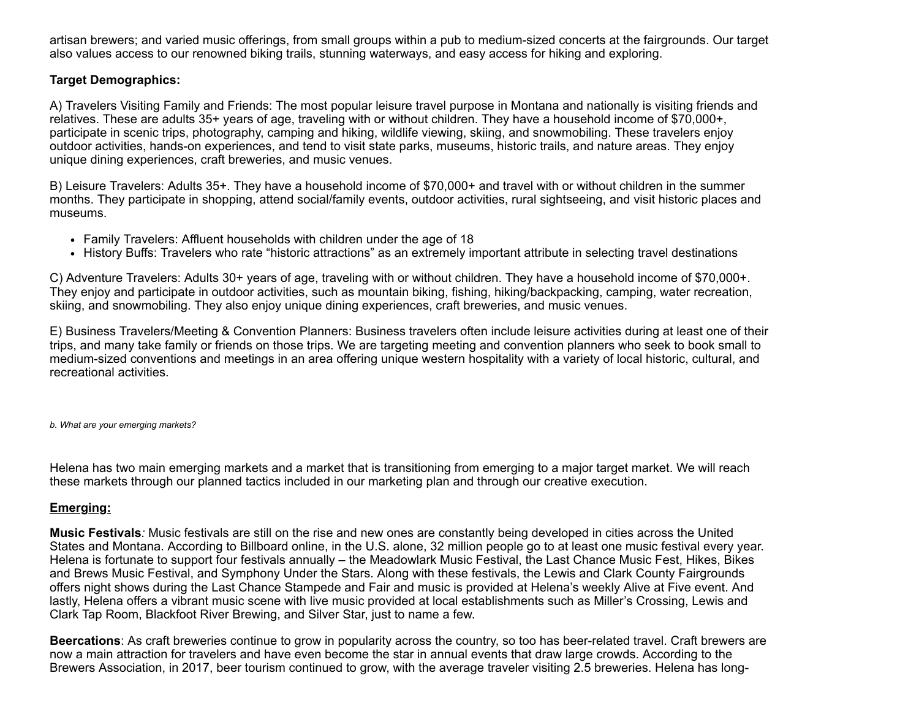artisan brewers; and varied music offerings, from small groups within a pub to medium-sized concerts at the fairgrounds. Our target also values access to our renowned biking trails, stunning waterways, and easy access for hiking and exploring.

**Target Demographics:**

A) Travelers Visiting Family and Friends: The most popular leisure travel purpose in Montana and nationally is visiting friends and relatives. These are adults 35+ years of age, traveling with or without children. They have a household income of $70,000+, participate in scenic trips, photography, camping and hiking, wildlife viewing, skiing, and snowmobiling. These travelers enjoy outdoor activities, hands-on experiences, and tend to visit state parks, museums, historic trails, and nature areas. They enjoy unique dining experiences, craft breweries, and music venues.

B) Leisure Travelers: Adults 35+. They have a household income of $70,000+ and travel with or without children in the summer months. They participate in shopping, attend social/family events, outdoor activities, rural sightseeing, and visit historic places and museums.

- Family Travelers: Affluent households with children under the age of 18
- History Buffs: Travelers who rate “historic attractions” as an extremely important attribute in selecting travel destinations

C) Adventure Travelers: Adults 30+ years of age, traveling with or without children. They have a household income of $70,000+. They enjoy and participate in outdoor activities, such as mountain biking, fishing, hiking/backpacking, camping, water recreation, skiing, and snowmobiling. They also enjoy unique dining experiences, craft breweries, and music venues.

E) Business Travelers/Meeting & Convention Planners: Business travelers often include leisure activities during at least one of their trips, and many take family or friends on those trips. We are targeting meeting and convention planners who seek to book small to medium-sized conventions and meetings in an area offering unique western hospitality with a variety of local historic, cultural, and recreational activities.

*b. What are your emerging markets?*

Helena has two main emerging markets and a market that is transitioning from emerging to a major target market. We will reach these markets through our planned tactics included in our marketing plan and through our creative execution.

**<u>Emerging:</u>**

**Music Festivals***:* Music festivals are still on the rise and new ones are constantly being developed in cities across the United States and Montana. According to Billboard online, in the U.S. alone, 32 million people go to at least one music festival every year. Helena is fortunate to support four festivals annually – the Meadowlark Music Festival, the Last Chance Music Fest, Hikes, Bikes and Brews Music Festival, and Symphony Under the Stars. Along with these festivals, the Lewis and Clark County Fairgrounds offers night shows during the Last Chance Stampede and Fair and music is provided at Helena’s weekly Alive at Five event. And lastly, Helena offers a vibrant music scene with live music provided at local establishments such as Miller’s Crossing, Lewis and Clark Tap Room, Blackfoot River Brewing, and Silver Star, just to name a few.

**Beercations**: As craft breweries continue to grow in popularity across the country, so too has beer-related travel. Craft brewers are now a main attraction for travelers and have even become the star in annual events that draw large crowds. According to the Brewers Association, in 2017, beer tourism continued to grow, with the average traveler visiting 2.5 breweries. Helena has long-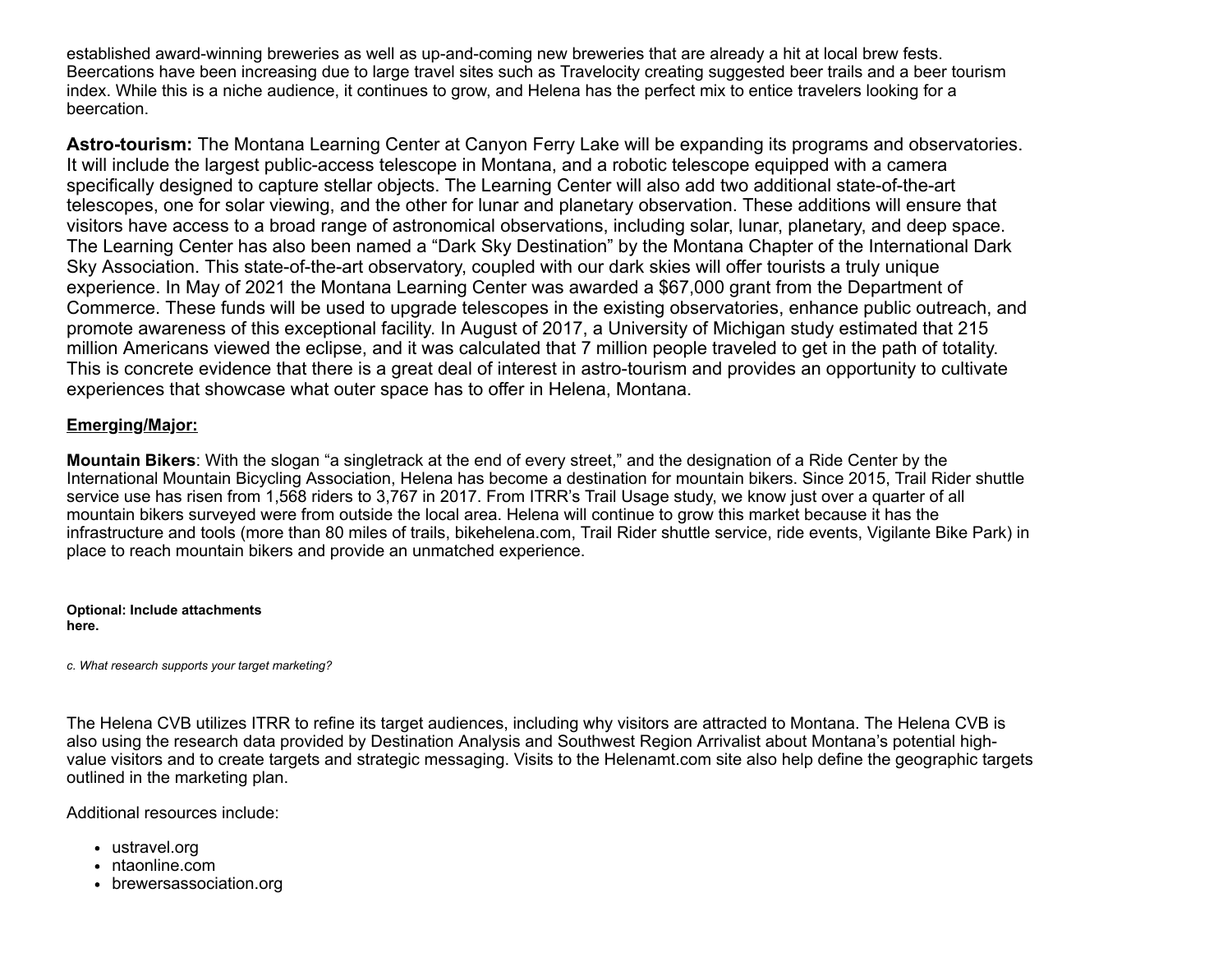established award-winning breweries as well as up-and-coming new breweries that are already a hit at local brew fests. Beercations have been increasing due to large travel sites such as Travelocity creating suggested beer trails and a beer tourism index. While this is a niche audience, it continues to grow, and Helena has the perfect mix to entice travelers looking for a beercation.

**Astro-tourism:** The Montana Learning Center at Canyon Ferry Lake will be expanding its programs and observatories. It will include the largest public-access telescope in Montana, and a robotic telescope equipped with a camera specifically designed to capture stellar objects. The Learning Center will also add two additional state-of-the-art telescopes, one for solar viewing, and the other for lunar and planetary observation. These additions will ensure that visitors have access to a broad range of astronomical observations, including solar, lunar, planetary, and deep space. The Learning Center has also been named a "Dark Sky Destination" by the Montana Chapter of the International Dark Sky Association. This state-of-the-art observatory, coupled with our dark skies will offer tourists a truly unique experience. In May of 2021 the Montana Learning Center was awarded a $67,000 grant from the Department of Commerce. These funds will be used to upgrade telescopes in the existing observatories, enhance public outreach, and promote awareness of this exceptional facility. In August of 2017, a University of Michigan study estimated that 215 million Americans viewed the eclipse, and it was calculated that 7 million people traveled to get in the path of totality. This is concrete evidence that there is a great deal of interest in astro-tourism and provides an opportunity to cultivate experiences that showcase what outer space has to offer in Helena, Montana.

**Emerging/Major:**

**Mountain Bikers**: With the slogan "a singletrack at the end of every street," and the designation of a Ride Center by the International Mountain Bicycling Association, Helena has become a destination for mountain bikers. Since 2015, Trail Rider shuttle service use has risen from 1,568 riders to 3,767 in 2017. From ITRR's Trail Usage study, we know just over a quarter of all mountain bikers surveyed were from outside the local area. Helena will continue to grow this market because it has the infrastructure and tools (more than 80 miles of trails, bikehelena.com, Trail Rider shuttle service, ride events, Vigilante Bike Park) in place to reach mountain bikers and provide an unmatched experience.

**Optional: Include attachments here.**

*c. What research supports your target marketing?*

The Helena CVB utilizes ITRR to refine its target audiences, including why visitors are attracted to Montana. The Helena CVB is also using the research data provided by Destination Analysis and Southwest Region Arrivalist about Montana's potential high-value visitors and to create targets and strategic messaging. Visits to the Helenamt.com site also help define the geographic targets outlined in the marketing plan.

Additional resources include:

- ustravel.org
- ntaonline.com
- brewersassociation.org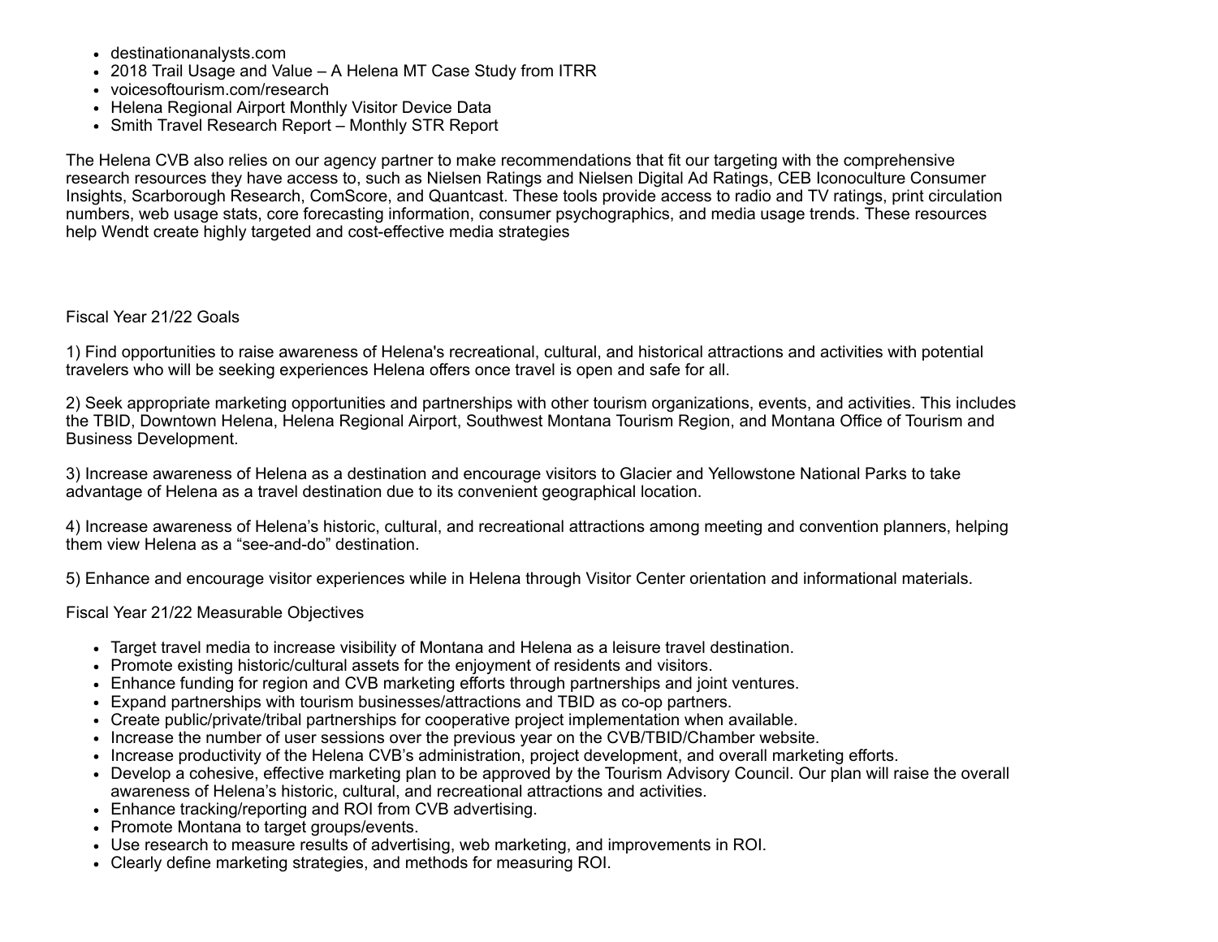- destinationanalysts.com
- 2018 Trail Usage and Value – A Helena MT Case Study from ITRR
- voicesoftourism.com/research
- Helena Regional Airport Monthly Visitor Device Data
- Smith Travel Research Report – Monthly STR Report

The Helena CVB also relies on our agency partner to make recommendations that fit our targeting with the comprehensive research resources they have access to, such as Nielsen Ratings and Nielsen Digital Ad Ratings, CEB Iconoculture Consumer Insights, Scarborough Research, ComScore, and Quantcast. These tools provide access to radio and TV ratings, print circulation numbers, web usage stats, core forecasting information, consumer psychographics, and media usage trends. These resources help Wendt create highly targeted and cost-effective media strategies

Fiscal Year 21/22 Goals

1) Find opportunities to raise awareness of Helena's recreational, cultural, and historical attractions and activities with potential travelers who will be seeking experiences Helena offers once travel is open and safe for all.

2) Seek appropriate marketing opportunities and partnerships with other tourism organizations, events, and activities. This includes the TBID, Downtown Helena, Helena Regional Airport, Southwest Montana Tourism Region, and Montana Office of Tourism and Business Development.

3) Increase awareness of Helena as a destination and encourage visitors to Glacier and Yellowstone National Parks to take advantage of Helena as a travel destination due to its convenient geographical location.

4) Increase awareness of Helena's historic, cultural, and recreational attractions among meeting and convention planners, helping them view Helena as a "see-and-do" destination.

5) Enhance and encourage visitor experiences while in Helena through Visitor Center orientation and informational materials.

Fiscal Year 21/22 Measurable Objectives

- Target travel media to increase visibility of Montana and Helena as a leisure travel destination.
- Promote existing historic/cultural assets for the enjoyment of residents and visitors.
- Enhance funding for region and CVB marketing efforts through partnerships and joint ventures.
- Expand partnerships with tourism businesses/attractions and TBID as co-op partners.
- Create public/private/tribal partnerships for cooperative project implementation when available.
- Increase the number of user sessions over the previous year on the CVB/TBID/Chamber website.
- Increase productivity of the Helena CVB's administration, project development, and overall marketing efforts.
- Develop a cohesive, effective marketing plan to be approved by the Tourism Advisory Council. Our plan will raise the overall awareness of Helena's historic, cultural, and recreational attractions and activities.
- Enhance tracking/reporting and ROI from CVB advertising.
- Promote Montana to target groups/events.
- Use research to measure results of advertising, web marketing, and improvements in ROI.
- Clearly define marketing strategies, and methods for measuring ROI.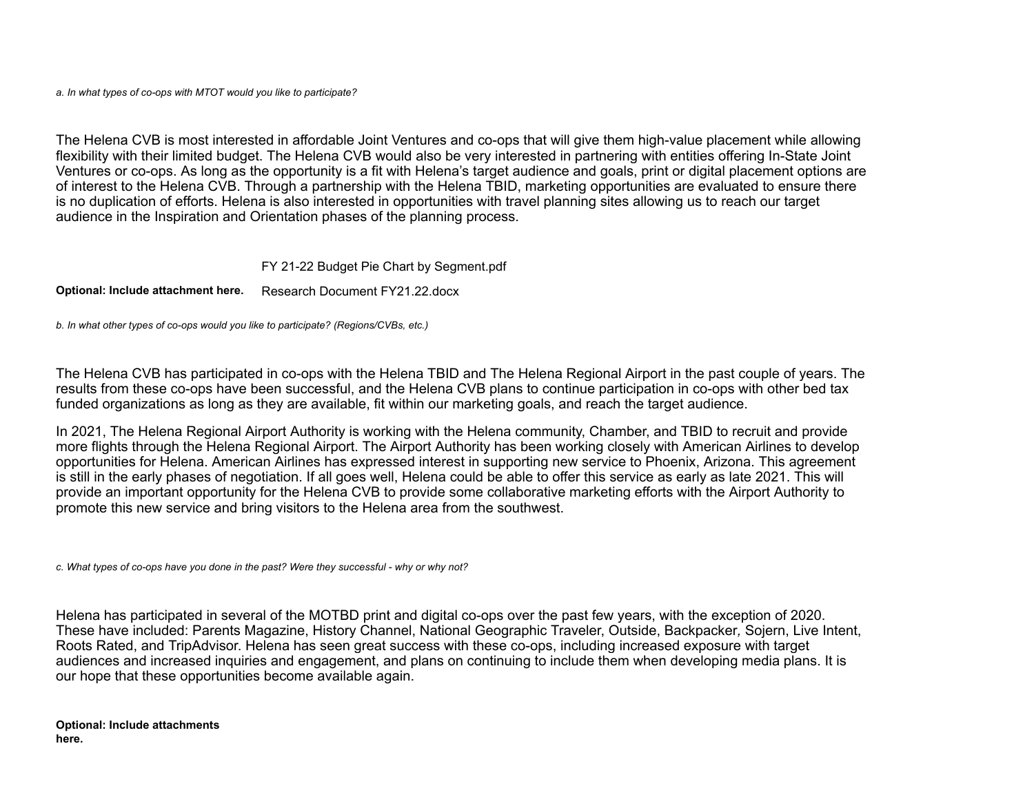*a. In what types of co-ops with MTOT would you like to participate?*

The Helena CVB is most interested in affordable Joint Ventures and co-ops that will give them high-value placement while allowing flexibility with their limited budget. The Helena CVB would also be very interested in partnering with entities offering In-State Joint Ventures or co-ops. As long as the opportunity is a fit with Helena's target audience and goals, print or digital placement options are of interest to the Helena CVB. Through a partnership with the Helena TBID, marketing opportunities are evaluated to ensure there is no duplication of efforts. Helena is also interested in opportunities with travel planning sites allowing us to reach our target audience in the Inspiration and Orientation phases of the planning process.

**Optional: Include attachment here.** FY 21-22 Budget Pie Chart by Segment.pdf
Research Document FY21.22.docx

*b. In what other types of co-ops would you like to participate? (Regions/CVBs, etc.)*

The Helena CVB has participated in co-ops with the Helena TBID and The Helena Regional Airport in the past couple of years. The results from these co-ops have been successful, and the Helena CVB plans to continue participation in co-ops with other bed tax funded organizations as long as they are available, fit within our marketing goals, and reach the target audience.

In 2021, The Helena Regional Airport Authority is working with the Helena community, Chamber, and TBID to recruit and provide more flights through the Helena Regional Airport. The Airport Authority has been working closely with American Airlines to develop opportunities for Helena. American Airlines has expressed interest in supporting new service to Phoenix, Arizona. This agreement is still in the early phases of negotiation. If all goes well, Helena could be able to offer this service as early as late 2021. This will provide an important opportunity for the Helena CVB to provide some collaborative marketing efforts with the Airport Authority to promote this new service and bring visitors to the Helena area from the southwest.

*c. What types of co-ops have you done in the past? Were they successful - why or why not?*

Helena has participated in several of the MOTBD print and digital co-ops over the past few years, with the exception of 2020. These have included: Parents Magazine, History Channel, National Geographic Traveler, Outside, Backpacker, Sojern, Live Intent, Roots Rated, and TripAdvisor. Helena has seen great success with these co-ops, including increased exposure with target audiences and increased inquiries and engagement, and plans on continuing to include them when developing media plans. It is our hope that these opportunities become available again.

**Optional: Include attachments here.**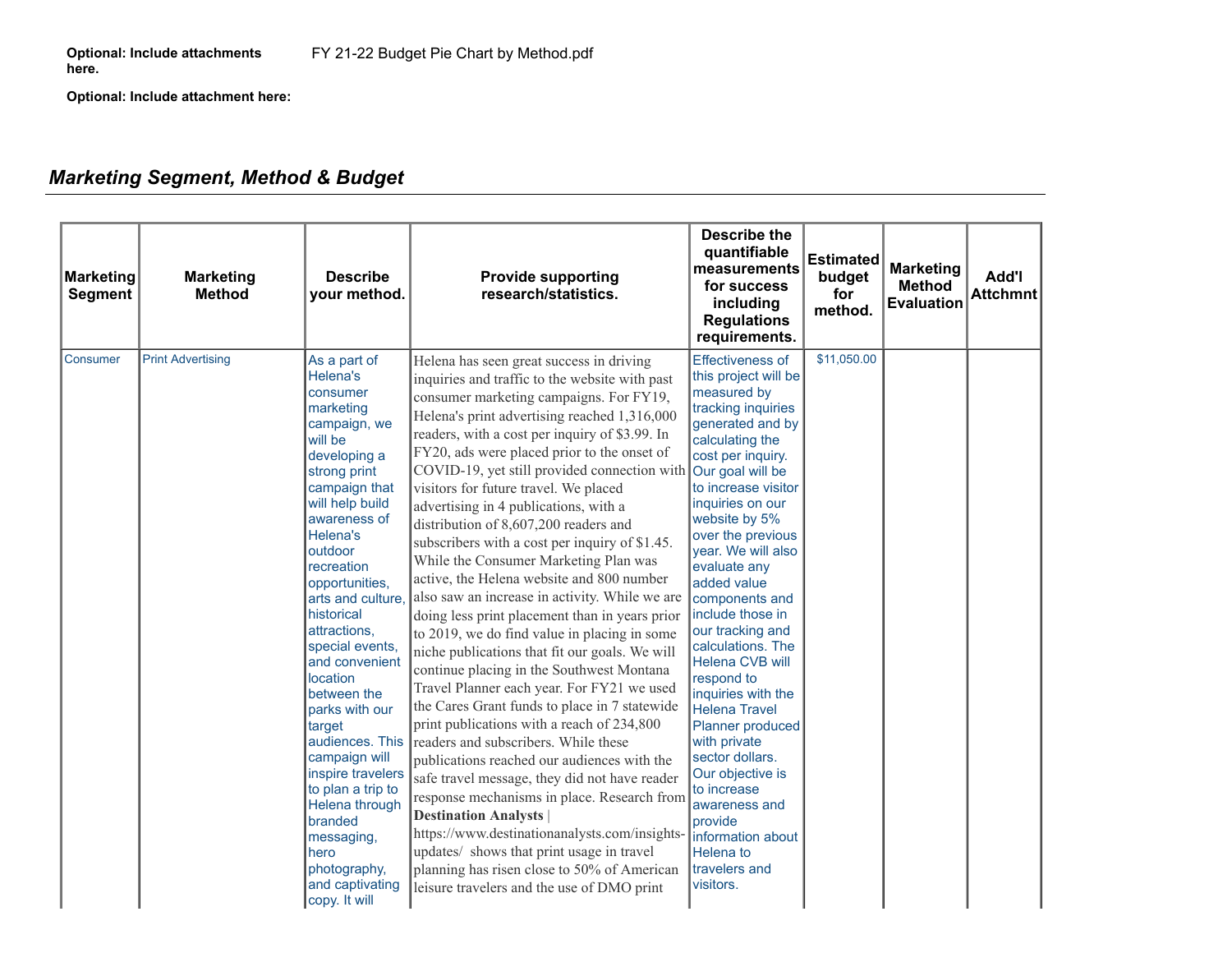**Optional: Include attachments here.** FY 21-22 Budget Pie Chart by Method.pdf

**Optional: Include attachment here:**

## *Marketing Segment, Method & Budget*

| Marketing Segment | Marketing Method | Describe your method. | Provide supporting research/statistics. | Describe the quantifiable measurements for success including Regulations requirements. | Estimated budget for method. | Marketing Method Evaluation | Add'l Attchmnt |
|---|---|---|---|---|---|---|---|
| Consumer | Print Advertising | As a part of Helena's consumer marketing campaign, we will be developing a strong print campaign that will help build awareness of Helena's outdoor recreation opportunities, arts and culture, historical attractions, special events, and convenient location between the parks with our target audiences. This campaign will inspire travelers to plan a trip to Helena through branded messaging, hero photography, and captivating copy. It will | Helena has seen great success in driving inquiries and traffic to the website with past consumer marketing campaigns. For FY19, Helena's print advertising reached 1,316,000 readers, with a cost per inquiry of $3.99. In FY20, ads were placed prior to the onset of COVID-19, yet still provided connection with visitors for future travel. We placed advertising in 4 publications, with a distribution of 8,607,200 readers and subscribers with a cost per inquiry of $1.45. While the Consumer Marketing Plan was active, the Helena website and 800 number also saw an increase in activity. While we are doing less print placement than in years prior to 2019, we do find value in placing in some niche publications that fit our goals. We will continue placing in the Southwest Montana Travel Planner each year. For FY21 we used the Cares Grant funds to place in 7 statewide print publications with a reach of 234,800 readers and subscribers. While these publications reached our audiences with the safe travel message, they did not have reader response mechanisms in place. Research from **Destination Analysts** \| https://www.destinationanalysts.com/insights-updates/ shows that print usage in travel planning has risen close to 50% of American leisure travelers and the use of DMO print | Effectiveness of this project will be measured by tracking inquiries generated and by calculating the cost per inquiry. Our goal will be to increase visitor inquiries on our website by 5% over the previous year. We will also evaluate any added value components and include those in our tracking and calculations. The Helena CVB will respond to inquiries with the Helena Travel Planner produced with private sector dollars. Our objective is to increase awareness and provide information about Helena to travelers and visitors. | $11,050.00 | | |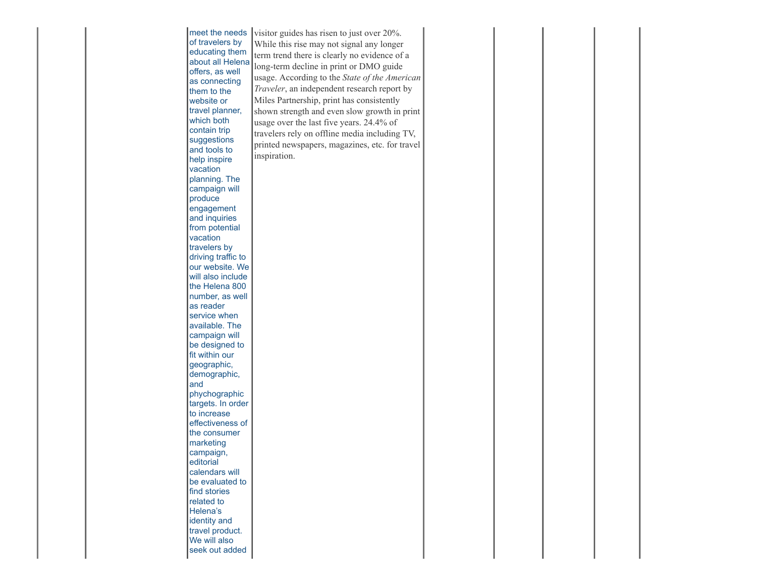| | | | | | | | | |
|---|---|---|---|---|---|---|---|---|
| | | meet the needs of travelers by educating them about all Helena offers, as well as connecting them to the website or travel planner, which both contain trip suggestions and tools to help inspire vacation planning. The campaign will produce engagement and inquiries from potential vacation travelers by driving traffic to our website. We will also include the Helena 800 number, as well as reader service when available. The campaign will be designed to fit within our geographic, demographic, and phychographic targets. In order to increase effectiveness of the consumer marketing campaign, editorial calendars will be evaluated to find stories related to Helena's identity and travel product. We will also seek out added | visitor guides has risen to just over 20%. While this rise may not signal any longer term trend there is clearly no evidence of a long-term decline in print or DMO guide usage. According to the *State of the American Traveler*, an independent research report by Miles Partnership, print has consistently shown strength and even slow growth in print usage over the last five years. 24.4% of travelers rely on offline media including TV, printed newspapers, magazines, etc. for travel inspiration. | | | | | |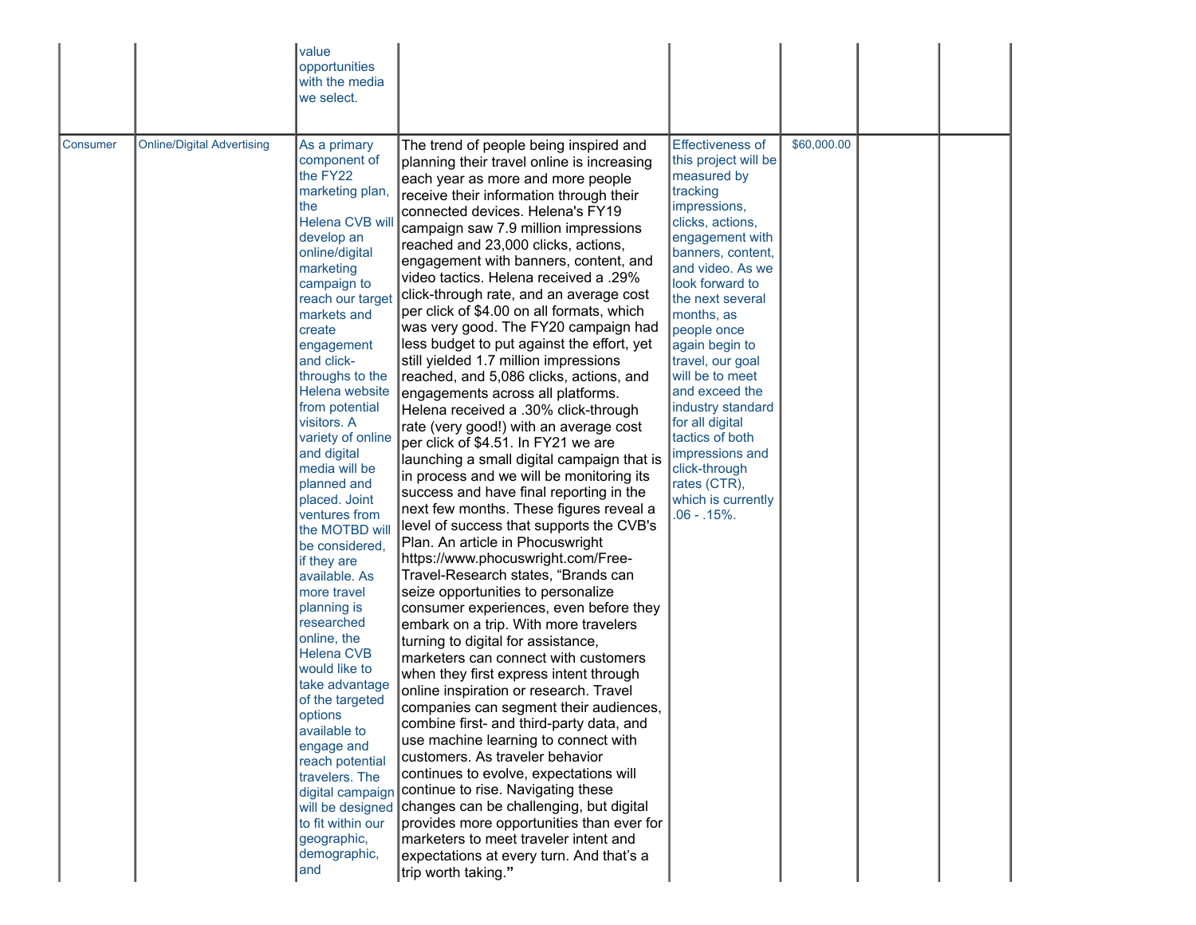|  |  |  |  |  |  |  |  |
|---|---|---|---|---|---|---|---|
|  |  | value opportunities with the media we select. |  |  |  |  |  |
| Consumer | Online/Digital Advertising | As a primary component of the FY22 marketing plan, the Helena CVB will develop an online/digital marketing campaign to reach our target markets and create engagement and click-throughs to the Helena website from potential visitors. A variety of online and digital media will be planned and placed. Joint ventures from the MOTBD will be considered, if they are available. As more travel planning is researched online, the Helena CVB would like to take advantage of the targeted options available to engage and reach potential travelers. The digital campaign will be designed to fit within our geographic, demographic, and | The trend of people being inspired and planning their travel online is increasing each year as more and more people receive their information through their connected devices. Helena's FY19 campaign saw 7.9 million impressions reached and 23,000 clicks, actions, engagement with banners, content, and video tactics. Helena received a .29% click-through rate, and an average cost per click of $4.00 on all formats, which was very good. The FY20 campaign had less budget to put against the effort, yet still yielded 1.7 million impressions reached, and 5,086 clicks, actions, and engagements across all platforms. Helena received a .30% click-through rate (very good!) with an average cost per click of $4.51. In FY21 we are launching a small digital campaign that is in process and we will be monitoring its success and have final reporting in the next few months. These figures reveal a level of success that supports the CVB's Plan. An article in Phocuswright https://www.phocuswright.com/Free-Travel-Research states, "Brands can seize opportunities to personalize consumer experiences, even before they embark on a trip. With more travelers turning to digital for assistance, marketers can connect with customers when they first express intent through online inspiration or research. Travel companies can segment their audiences, combine first- and third-party data, and use machine learning to connect with customers. As traveler behavior continues to evolve, expectations will continue to rise. Navigating these changes can be challenging, but digital provides more opportunities than ever for marketers to meet traveler intent and expectations at every turn. And that's a trip worth taking." | Effectiveness of this project will be measured by tracking impressions, clicks, actions, engagement with banners, content, and video. As we look forward to the next several months, as people once again begin to travel, our goal will be to meet and exceed the industry standard for all digital tactics of both impressions and click-through rates (CTR), which is currently .06 - .15%. | $60,000.00 |  |  |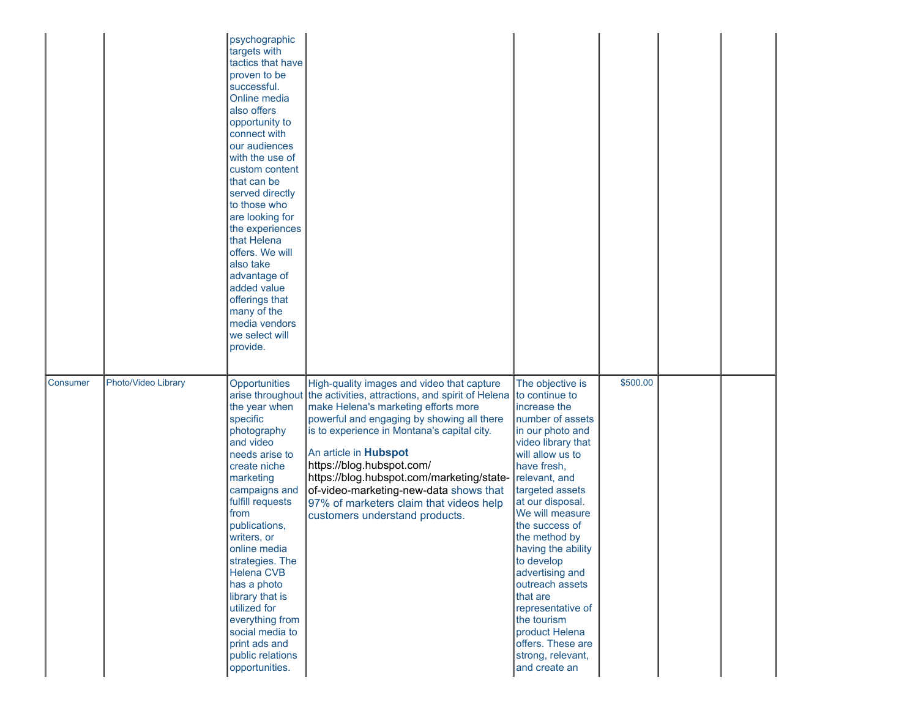| | | | | | | | |
|---|---|---|---|---|---|---|---|
| | | psychographic targets with tactics that have proven to be successful. Online media also offers opportunity to connect with our audiences with the use of custom content that can be served directly to those who are looking for the experiences that Helena offers. We will also take advantage of added value offerings that many of the media vendors we select will provide. | | | | | |
| Consumer | Photo/Video Library | Opportunities arise throughout the year when specific photography and video needs arise to create niche marketing campaigns and fulfill requests from publications, writers, or online media strategies. The Helena CVB has a photo library that is utilized for everything from social media to print ads and public relations opportunities. | High-quality images and video that capture the activities, attractions, and spirit of Helena make Helena's marketing efforts more powerful and engaging by showing all there is to experience in Montana's capital city.<br><br>An article in **Hubspot** https://blog.hubspot.com/ https://blog.hubspot.com/marketing/state-of-video-marketing-new-data shows that 97% of marketers claim that videos help customers understand products. | The objective is to continue to increase the number of assets in our photo and video library that will allow us to have fresh, relevant, and targeted assets at our disposal. We will measure the success of the method by having the ability to develop advertising and outreach assets that are representative of the tourism product Helena offers. These are strong, relevant, and create an | $500.00 | | |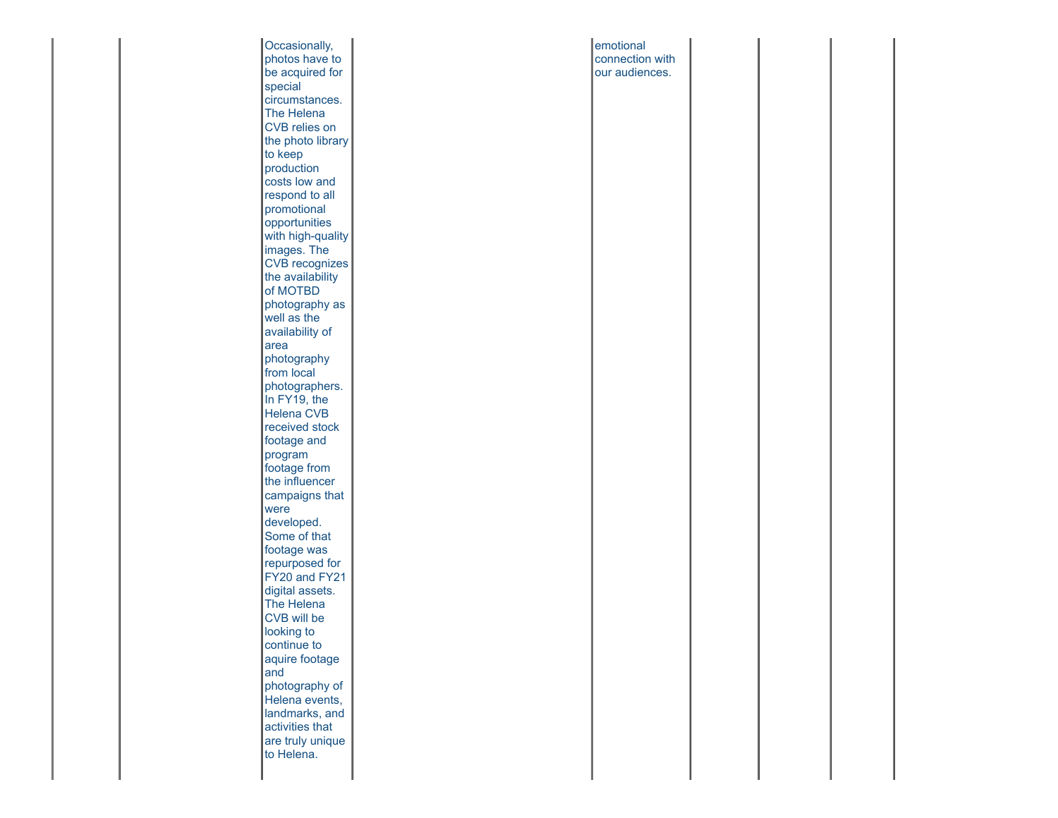| | | | | | | | | |
|---|---|---|---|---|---|---|---|---|
| | | Occasionally, photos have to be acquired for special circumstances. The Helena CVB relies on the photo library to keep production costs low and respond to all promotional opportunities with high-quality images. The CVB recognizes the availability of MOTBD photography as well as the availability of area photography from local photographers. In FY19, the Helena CVB received stock footage and program footage from the influencer campaigns that were developed. Some of that footage was repurposed for FY20 and FY21 digital assets. The Helena CVB will be looking to continue to aquire footage and photography of Helena events, landmarks, and activities that are truly unique to Helena. | | emotional connection with our audiences. | | | | |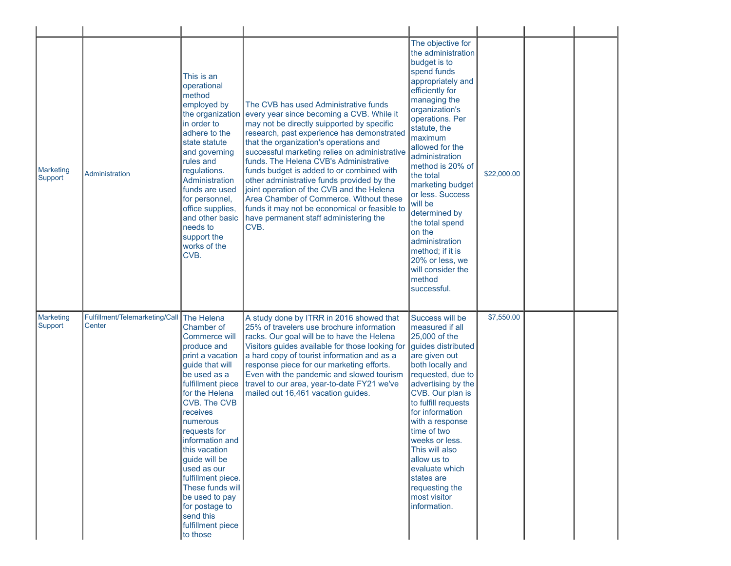| | | | | | | | |
|---|---|---|---|---|---|---|---|
| Marketing Support | Administration | This is an operational method employed by the organization in order to adhere to the state statute and governing rules and regulations. Administration funds are used for personnel, office supplies, and other basic needs to support the works of the CVB. | The CVB has used Administrative funds every year since becoming a CVB. While it may not be directly suipported by specific research, past experience has demonstrated that the organization's operations and successful marketing relies on administrative funds. The Helena CVB's Administrative funds budget is added to or combined with other administrative funds provided by the joint operation of the CVB and the Helena Area Chamber of Commerce. Without these funds it may not be economical or feasible to have permanent staff administering the CVB. | The objective for the administration budget is to spend funds appropriately and efficiently for managing the organization's operations. Per statute, the maximum allowed for the administration method is 20% of the total marketing budget or less. Success will be determined by the total spend on the administration method; if it is 20% or less, we will consider the method successful. | $22,000.00 | | |
| Marketing Support | Fulfillment/Telemarketing/Call Center | The Helena Chamber of Commerce will produce and print a vacation guide that will be used as a fulfillment piece for the Helena CVB. The CVB receives numerous requests for information and this vacation guide will be used as our fulfillment piece. These funds will be used to pay for postage to send this fulfillment piece to those | A study done by ITRR in 2016 showed that 25% of travelers use brochure information racks. Our goal will be to have the Helena Visitors guides available for those looking for a hard copy of tourist information and as a response piece for our marketing efforts. Even with the pandemic and slowed tourism travel to our area, year-to-date FY21 we've mailed out 16,461 vacation guides. | Success will be measured if all 25,000 of the guides distributed are given out both locally and requested, due to advertising by the CVB. Our plan is to fulfill requests for information with a response time of two weeks or less. This will also allow us to evaluate which states are requesting the most visitor information. | $7,550.00 | | |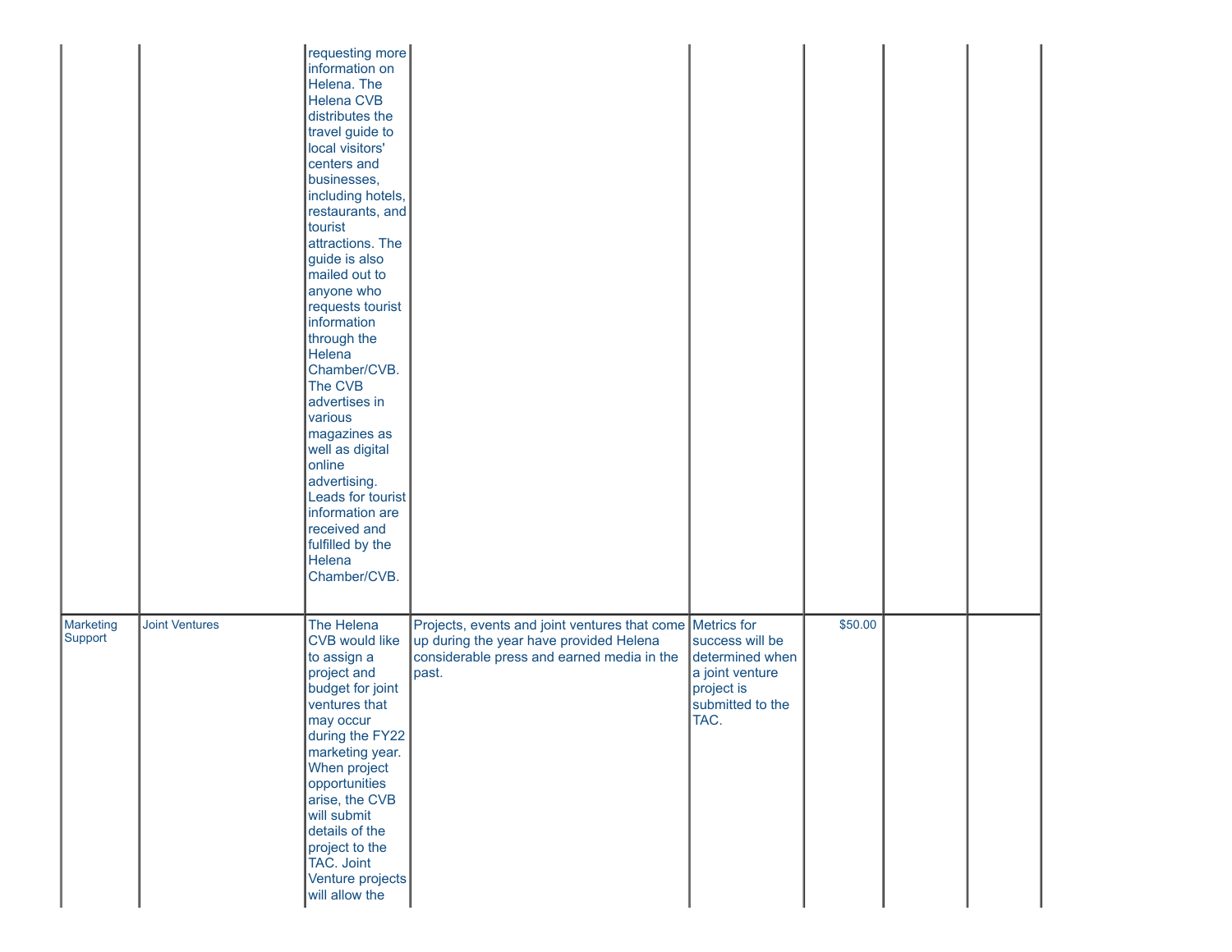| | | | | | | | |
|---|---|---|---|---|---|---|---|
| | | requesting more information on Helena. The Helena CVB distributes the travel guide to local visitors' centers and businesses, including hotels, restaurants, and tourist attractions. The guide is also mailed out to anyone who requests tourist information through the Helena Chamber/CVB. The CVB advertises in various magazines as well as digital online advertising. Leads for tourist information are received and fulfilled by the Helena Chamber/CVB. | | | | | |
| Marketing Support | Joint Ventures | The Helena CVB would like to assign a project and budget for joint ventures that may occur during the FY22 marketing year. When project opportunities arise, the CVB will submit details of the project to the TAC. Joint Venture projects will allow the | Projects, events and joint ventures that come up during the year have provided Helena considerable press and earned media in the past. | Metrics for success will be determined when a joint venture project is submitted to the TAC. | $50.00 | | |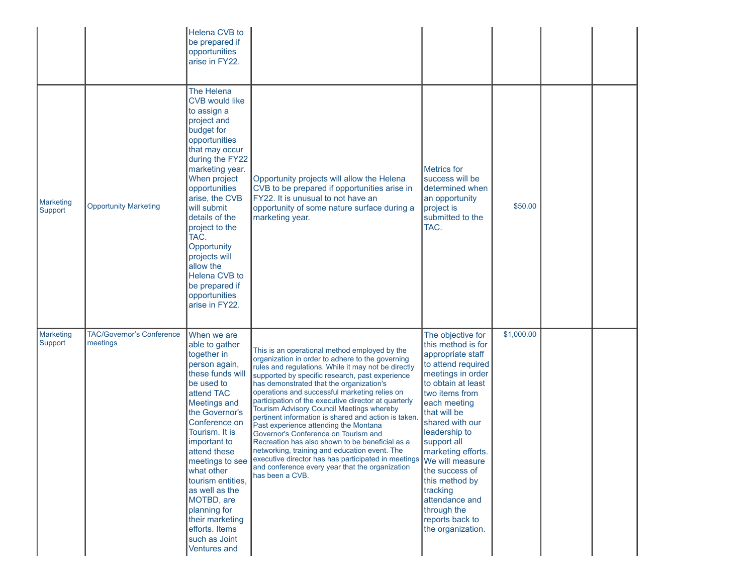| | | | | | | | |
|---|---|---|---|---|---|---|---|
| | | Helena CVB to be prepared if opportunities arise in FY22. | | | | | |
| Marketing Support | Opportunity Marketing | The Helena CVB would like to assign a project and budget for opportunities that may occur during the FY22 marketing year. When project opportunities arise, the CVB will submit details of the project to the TAC. Opportunity projects will allow the Helena CVB to be prepared if opportunities arise in FY22. | Opportunity projects will allow the Helena CVB to be prepared if opportunities arise in FY22. It is unusual to not have an opportunity of some nature surface during a marketing year. | Metrics for success will be determined when an opportunity project is submitted to the TAC. | $50.00 | | |
| Marketing Support | TAC/Governor's Conference meetings | When we are able to gather together in person again, these funds will be used to attend TAC Meetings and the Governor's Conference on Tourism. It is important to attend these meetings to see what other tourism entities, as well as the MOTBD, are planning for their marketing efforts. Items such as Joint Ventures and | This is an operational method employed by the organization in order to adhere to the governing rules and regulations. While it may not be directly supported by specific research, past experience has demonstrated that the organization's operations and successful marketing relies on participation of the executive director at quarterly Tourism Advisory Council Meetings whereby pertinent information is shared and action is taken. Past experience attending the Montana Governor's Conference on Tourism and Recreation has also shown to be beneficial as a networking, training and education event. The executive director has has participated in meetings and conference every year that the organization has been a CVB. | The objective for this method is for appropriate staff to attend required meetings in order to obtain at least two items from each meeting that will be shared with our leadership to support all marketing efforts. We will measure the success of this method by tracking attendance and through the reports back to the organization. | $1,000.00 | | |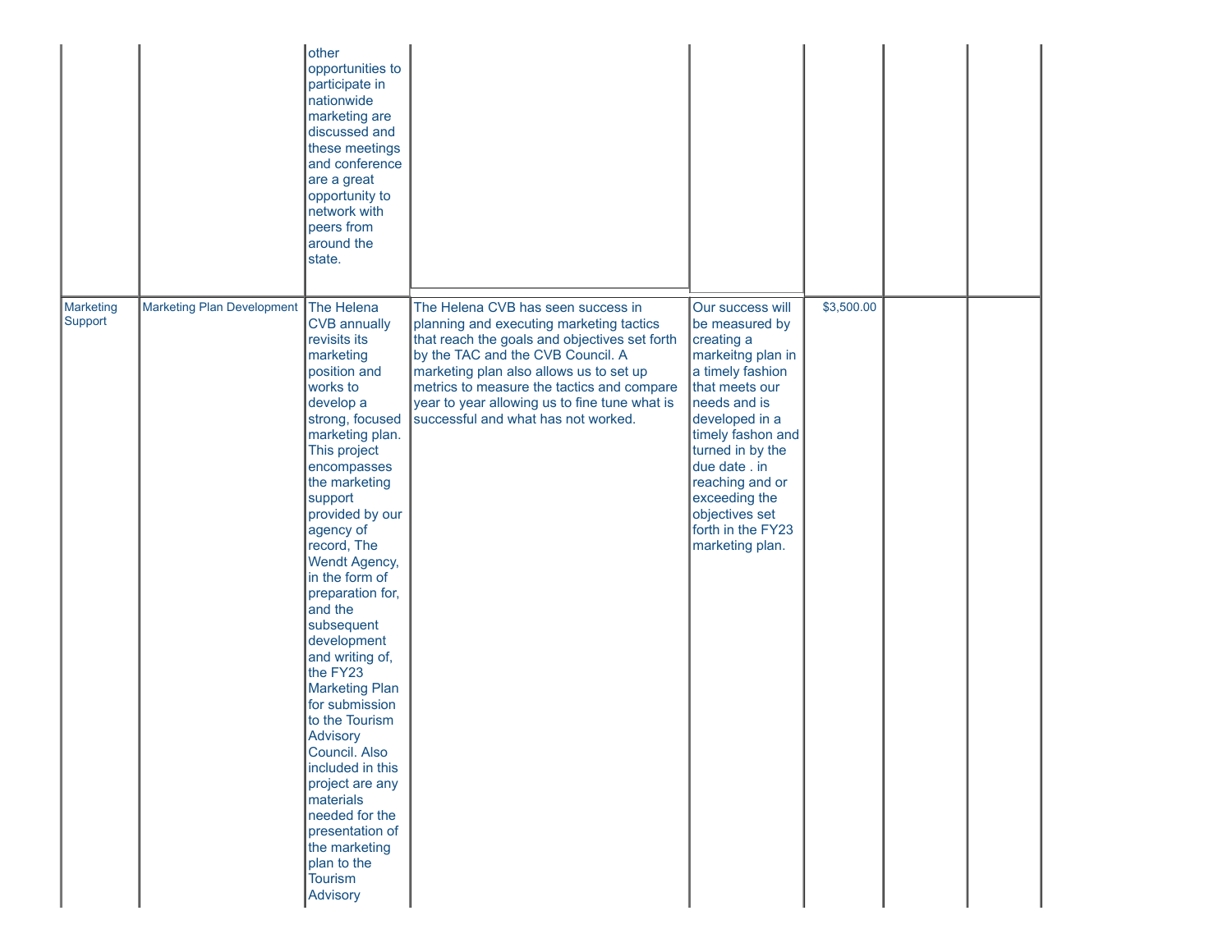| | | | | | | | |
|---|---|---|---|---|---|---|---|
| | | other opportunities to participate in nationwide marketing are discussed and these meetings and conference are a great opportunity to network with peers from around the state. | | | | | |
| Marketing Support | Marketing Plan Development | The Helena CVB annually revisits its marketing position and works to develop a strong, focused marketing plan. This project encompasses the marketing support provided by our agency of record, The Wendt Agency, in the form of preparation for, and the subsequent development and writing of, the FY23 Marketing Plan for submission to the Tourism Advisory Council. Also included in this project are any materials needed for the presentation of the marketing plan to the Tourism Advisory | The Helena CVB has seen success in planning and executing marketing tactics that reach the goals and objectives set forth by the TAC and the CVB Council. A marketing plan also allows us to set up metrics to measure the tactics and compare year to year allowing us to fine tune what is successful and what has not worked. | Our success will be measured by creating a markeitng plan in a timely fashion that meets our needs and is developed in a timely fashon and turned in by the due date . in reaching and or exceeding the objectives set forth in the FY23 marketing plan. | $3,500.00 | | |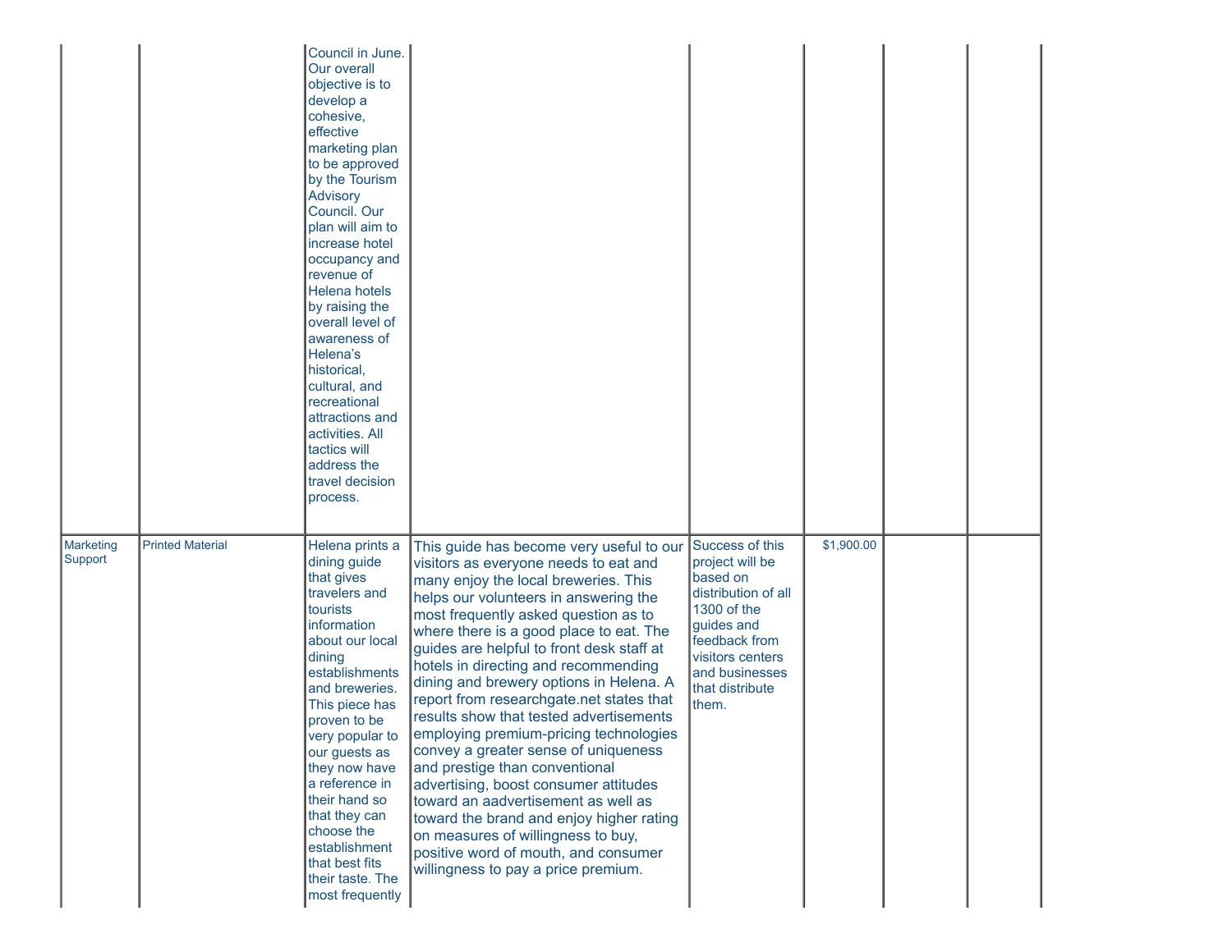| | | | | | | | |
|---|---|---|---|---|---|---|---|
| | | Council in June. Our overall objective is to develop a cohesive, effective marketing plan to be approved by the Tourism Advisory Council. Our plan will aim to increase hotel occupancy and revenue of Helena hotels by raising the overall level of awareness of Helena's historical, cultural, and recreational attractions and activities. All tactics will address the travel decision process. | | | | | |
| Marketing Support | Printed Material | Helena prints a dining guide that gives travelers and tourists information about our local dining establishments and breweries. This piece has proven to be very popular to our guests as they now have a reference in their hand so that they can choose the establishment that best fits their taste. The most frequently | This guide has become very useful to our visitors as everyone needs to eat and many enjoy the local breweries. This helps our volunteers in answering the most frequently asked question as to where there is a good place to eat. The guides are helpful to front desk staff at hotels in directing and recommending dining and brewery options in Helena. A report from researchgate.net states that results show that tested advertisements employing premium-pricing technologies convey a greater sense of uniqueness and prestige than conventional advertising, boost consumer attitudes toward an aadvertisement as well as toward the brand and enjoy higher rating on measures of willingness to buy, positive word of mouth, and consumer willingness to pay a price premium. | Success of this project will be based on distribution of all 1300 of the guides and feedback from visitors centers and businesses that distribute them. | $1,900.00 | | |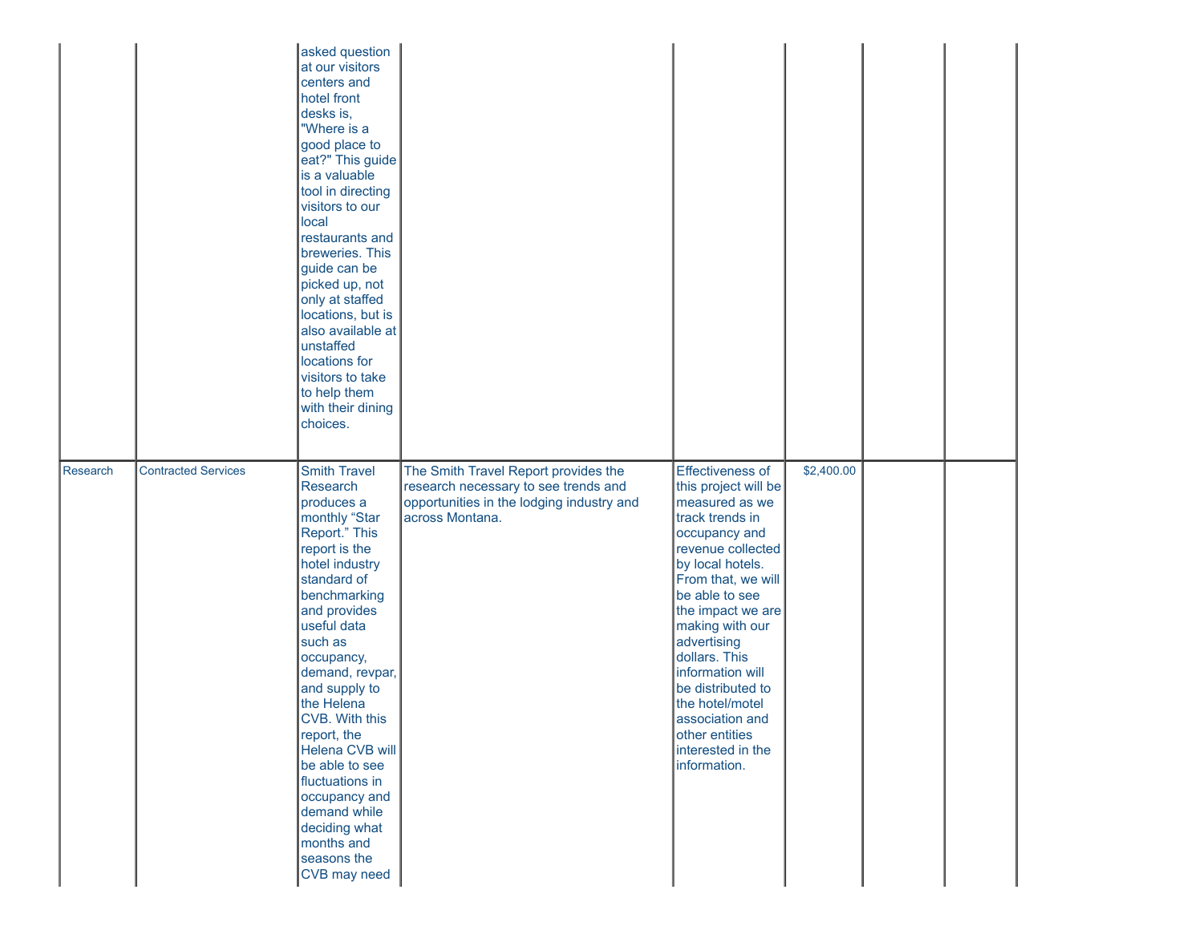|  |  |  |  |  |  |  |  |
|---|---|---|---|---|---|---|---|
|  |  | asked question at our visitors centers and hotel front desks is, "Where is a good place to eat?" This guide is a valuable tool in directing visitors to our local restaurants and breweries. This guide can be picked up, not only at staffed locations, but is also available at unstaffed locations for visitors to take to help them with their dining choices. |  |  |  |  |  |
| Research | Contracted Services | Smith Travel Research produces a monthly “Star Report.” This report is the hotel industry standard of benchmarking and provides useful data such as occupancy, demand, revpar, and supply to the Helena CVB. With this report, the Helena CVB will be able to see fluctuations in occupancy and demand while deciding what months and seasons the CVB may need | The Smith Travel Report provides the research necessary to see trends and opportunities in the lodging industry and across Montana. | Effectiveness of this project will be measured as we track trends in occupancy and revenue collected by local hotels. From that, we will be able to see the impact we are making with our advertising dollars. This information will be distributed to the hotel/motel association and other entities interested in the information. | $2,400.00 |  |  |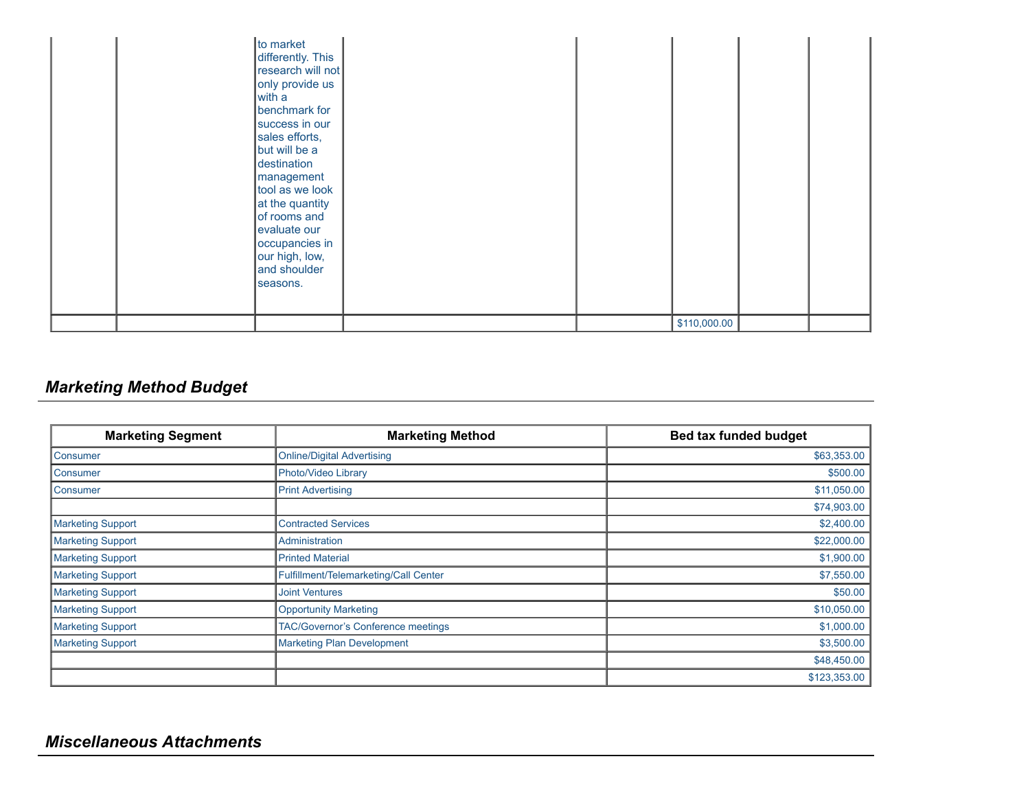| | | | | | | | |
|---|---|---|---|---|---|---|---|
| | | to market differently. This research will not only provide us with a benchmark for success in our sales efforts, but will be a destination management tool as we look at the quantity of rooms and evaluate our occupancies in our high, low, and shoulder seasons. | | | | | |
| | | | | | $110,000.00 | | |

## *Marketing Method Budget*

| Marketing Segment | Marketing Method | Bed tax funded budget |
|---|---|---|
| Consumer | Online/Digital Advertising | $63,353.00 |
| Consumer | Photo/Video Library | $500.00 |
| Consumer | Print Advertising | $11,050.00 |
| | | $74,903.00 |
| Marketing Support | Contracted Services | $2,400.00 |
| Marketing Support | Administration | $22,000.00 |
| Marketing Support | Printed Material | $1,900.00 |
| Marketing Support | Fulfillment/Telemarketing/Call Center | $7,550.00 |
| Marketing Support | Joint Ventures | $50.00 |
| Marketing Support | Opportunity Marketing | $10,050.00 |
| Marketing Support | TAC/Governor's Conference meetings | $1,000.00 |
| Marketing Support | Marketing Plan Development | $3,500.00 |
| | | $48,450.00 |
| | | $123,353.00 |

## *Miscellaneous Attachments*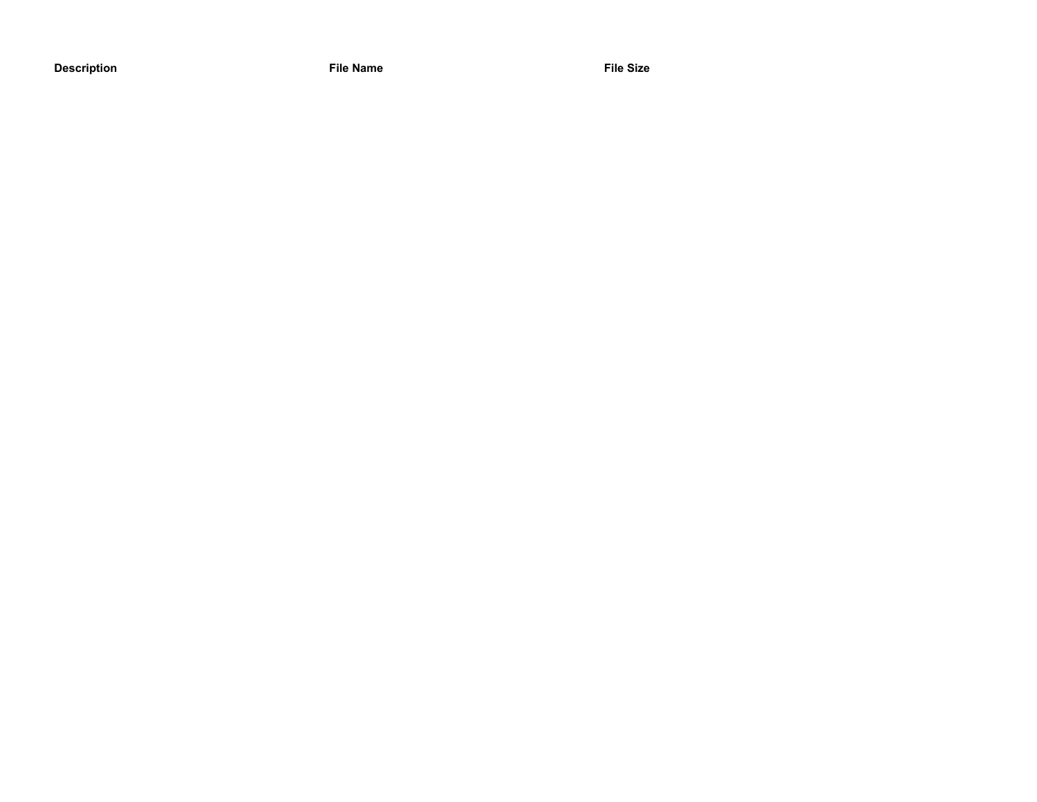| Description | File Name | File Size |
| --- | --- | --- |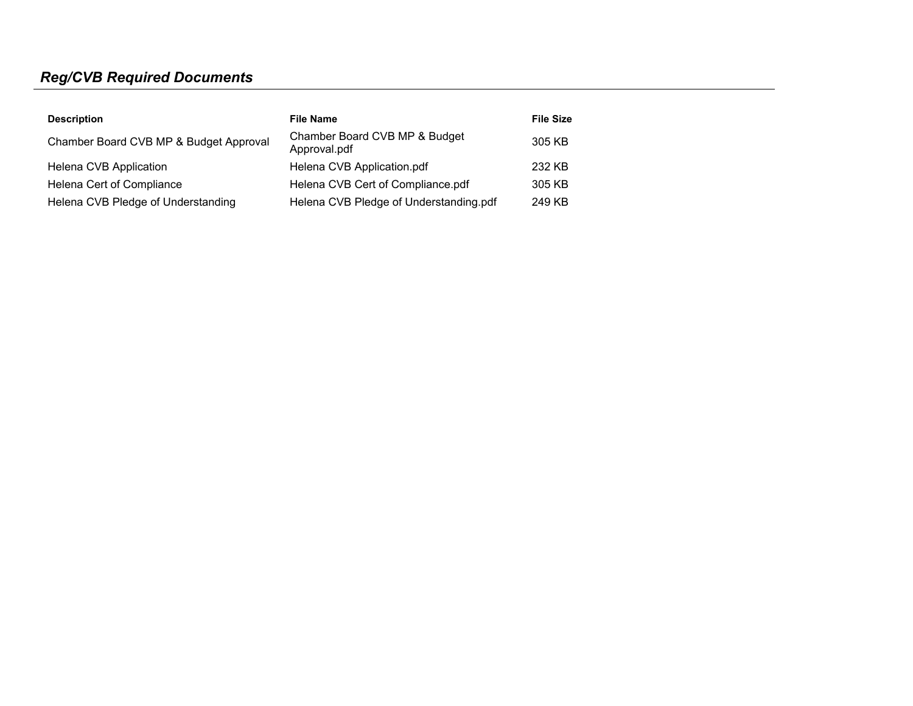## ***Reg/CVB Required Documents***

| Description | File Name | File Size |
|---|---|---|
| Chamber Board CVB MP & Budget Approval | Chamber Board CVB MP & Budget Approval.pdf | 305 KB |
| Helena CVB Application | Helena CVB Application.pdf | 232 KB |
| Helena Cert of Compliance | Helena CVB Cert of Compliance.pdf | 305 KB |
| Helena CVB Pledge of Understanding | Helena CVB Pledge of Understanding.pdf | 249 KB |